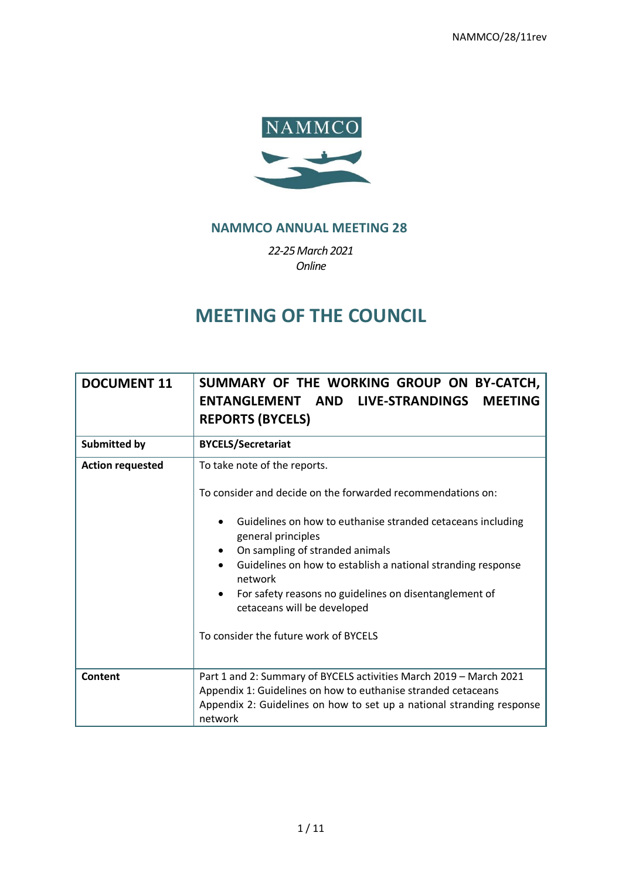NAMMCO/28/11rev

NAMMCO

## NAMMCO ANNUAL MEETING 28

*22-25 March 2021*
*Online*

# MEETING OF THE COUNCIL

| **DOCUMENT 11** | **SUMMARY OF THE WORKING GROUP ON BY-CATCH, ENTANGLEMENT AND LIVE-STRANDINGS MEETING REPORTS (BYCELS)** |
|---|---|
| **Submitted by** | **BYCELS/Secretariat** |
| **Action requested** | To take note of the reports.<br><br>To consider and decide on the forwarded recommendations on:<br><br>• Guidelines on how to euthanise stranded cetaceans including general principles<br>• On sampling of stranded animals<br>• Guidelines on how to establish a national stranding response network<br>• For safety reasons no guidelines on disentanglement of cetaceans will be developed<br><br>To consider the future work of BYCELS |
| **Content** | Part 1 and 2: Summary of BYCELS activities March 2019 – March 2021<br>Appendix 1: Guidelines on how to euthanise stranded cetaceans<br>Appendix 2: Guidelines on how to set up a national stranding response network |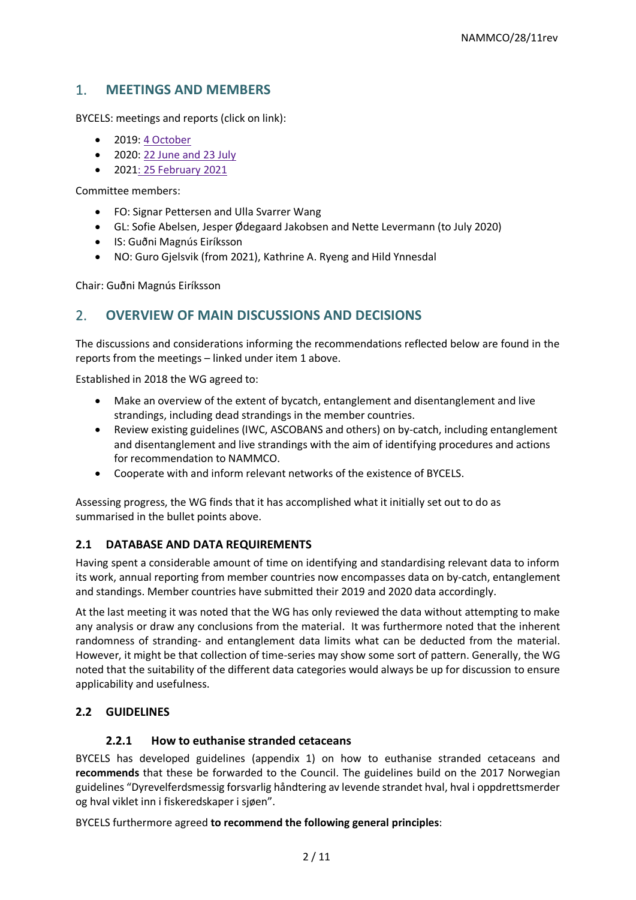## 1. MEETINGS AND MEMBERS

BYCELS: meetings and reports (click on link):

- 2019: 4 October
- 2020: 22 June and 23 July
- 2021: 25 February 2021

Committee members:

- FO: Signar Pettersen and Ulla Svarrer Wang
- GL: Sofie Abelsen, Jesper Ødegaard Jakobsen and Nette Levermann (to July 2020)
- IS: Guðni Magnús Eiríksson
- NO: Guro Gjelsvik (from 2021), Kathrine A. Ryeng and Hild Ynnesdal

Chair: Guðni Magnús Eiríksson

## 2. OVERVIEW OF MAIN DISCUSSIONS AND DECISIONS

The discussions and considerations informing the recommendations reflected below are found in the reports from the meetings – linked under item 1 above.

Established in 2018 the WG agreed to:

- Make an overview of the extent of bycatch, entanglement and disentanglement and live strandings, including dead strandings in the member countries.
- Review existing guidelines (IWC, ASCOBANS and others) on by-catch, including entanglement and disentanglement and live strandings with the aim of identifying procedures and actions for recommendation to NAMMCO.
- Cooperate with and inform relevant networks of the existence of BYCELS.

Assessing progress, the WG finds that it has accomplished what it initially set out to do as summarised in the bullet points above.

### 2.1 DATABASE AND DATA REQUIREMENTS

Having spent a considerable amount of time on identifying and standardising relevant data to inform its work, annual reporting from member countries now encompasses data on by-catch, entanglement and standings. Member countries have submitted their 2019 and 2020 data accordingly.

At the last meeting it was noted that the WG has only reviewed the data without attempting to make any analysis or draw any conclusions from the material. It was furthermore noted that the inherent randomness of stranding- and entanglement data limits what can be deducted from the material. However, it might be that collection of time-series may show some sort of pattern. Generally, the WG noted that the suitability of the different data categories would always be up for discussion to ensure applicability and usefulness.

### 2.2 GUIDELINES

#### 2.2.1 How to euthanise stranded cetaceans

BYCELS has developed guidelines (appendix 1) on how to euthanise stranded cetaceans and **recommends** that these be forwarded to the Council. The guidelines build on the 2017 Norwegian guidelines "Dyrevelferdsmessig forsvarlig håndtering av levende strandet hval, hval i oppdrettsmerder og hval viklet inn i fiskeredskaper i sjøen".

BYCELS furthermore agreed **to recommend the following general principles**: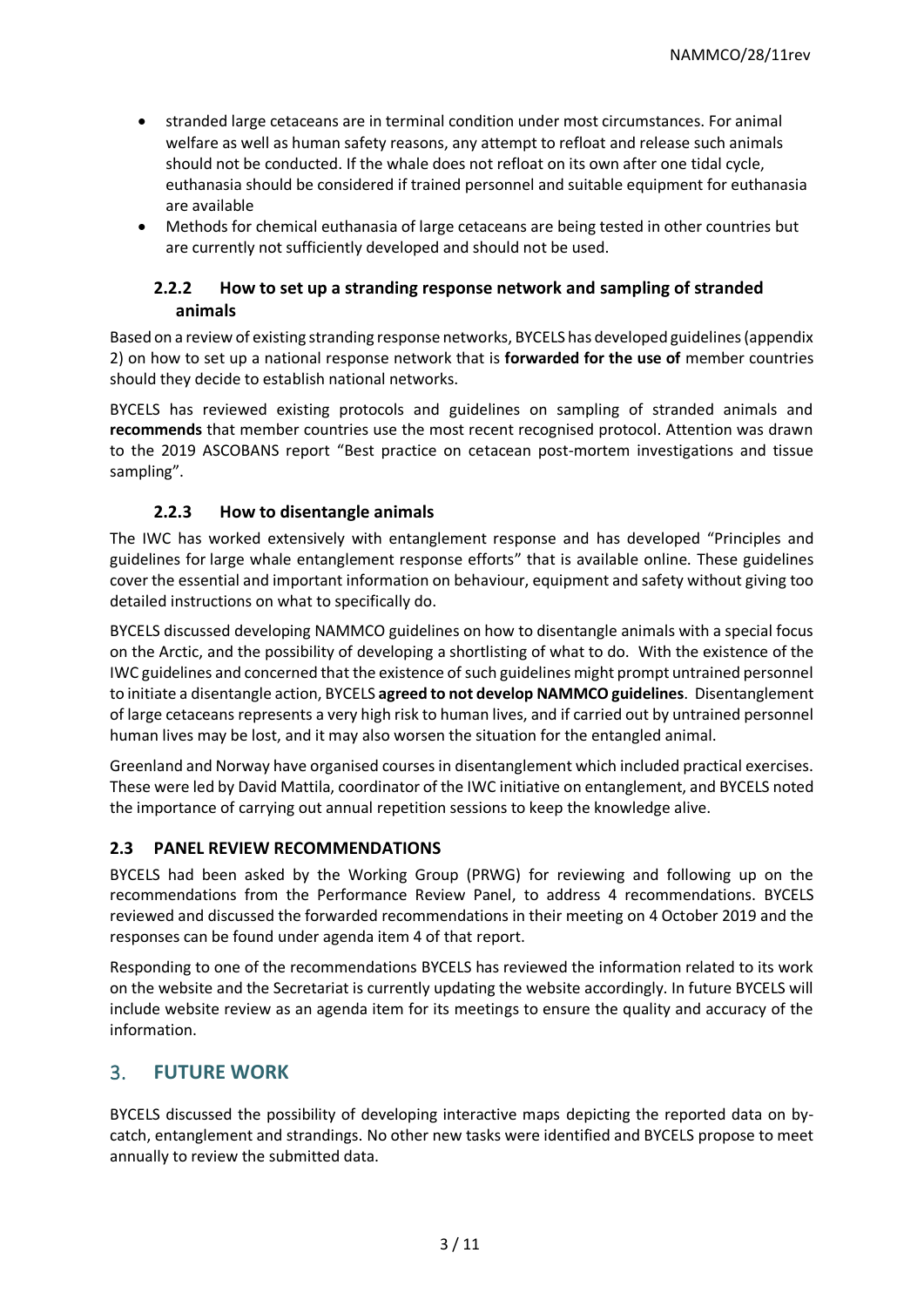- stranded large cetaceans are in terminal condition under most circumstances. For animal welfare as well as human safety reasons, any attempt to refloat and release such animals should not be conducted. If the whale does not refloat on its own after one tidal cycle, euthanasia should be considered if trained personnel and suitable equipment for euthanasia are available
- Methods for chemical euthanasia of large cetaceans are being tested in other countries but are currently not sufficiently developed and should not be used.

### 2.2.2 How to set up a stranding response network and sampling of stranded animals

Based on a review of existing stranding response networks, BYCELS has developed guidelines (appendix 2) on how to set up a national response network that is **forwarded for the use of** member countries should they decide to establish national networks.

BYCELS has reviewed existing protocols and guidelines on sampling of stranded animals and **recommends** that member countries use the most recent recognised protocol. Attention was drawn to the 2019 ASCOBANS report "Best practice on cetacean post-mortem investigations and tissue sampling".

### 2.2.3 How to disentangle animals

The IWC has worked extensively with entanglement response and has developed "Principles and guidelines for large whale entanglement response efforts" that is available online. These guidelines cover the essential and important information on behaviour, equipment and safety without giving too detailed instructions on what to specifically do.

BYCELS discussed developing NAMMCO guidelines on how to disentangle animals with a special focus on the Arctic, and the possibility of developing a shortlisting of what to do. With the existence of the IWC guidelines and concerned that the existence of such guidelines might prompt untrained personnel to initiate a disentangle action, BYCELS **agreed to not develop NAMMCO guidelines**. Disentanglement of large cetaceans represents a very high risk to human lives, and if carried out by untrained personnel human lives may be lost, and it may also worsen the situation for the entangled animal.

Greenland and Norway have organised courses in disentanglement which included practical exercises. These were led by David Mattila, coordinator of the IWC initiative on entanglement, and BYCELS noted the importance of carrying out annual repetition sessions to keep the knowledge alive.

### 2.3 PANEL REVIEW RECOMMENDATIONS

BYCELS had been asked by the Working Group (PRWG) for reviewing and following up on the recommendations from the Performance Review Panel, to address 4 recommendations. BYCELS reviewed and discussed the forwarded recommendations in their meeting on 4 October 2019 and the responses can be found under agenda item 4 of that report.

Responding to one of the recommendations BYCELS has reviewed the information related to its work on the website and the Secretariat is currently updating the website accordingly. In future BYCELS will include website review as an agenda item for its meetings to ensure the quality and accuracy of the information.

## 3. FUTURE WORK

BYCELS discussed the possibility of developing interactive maps depicting the reported data on by-catch, entanglement and strandings. No other new tasks were identified and BYCELS propose to meet annually to review the submitted data.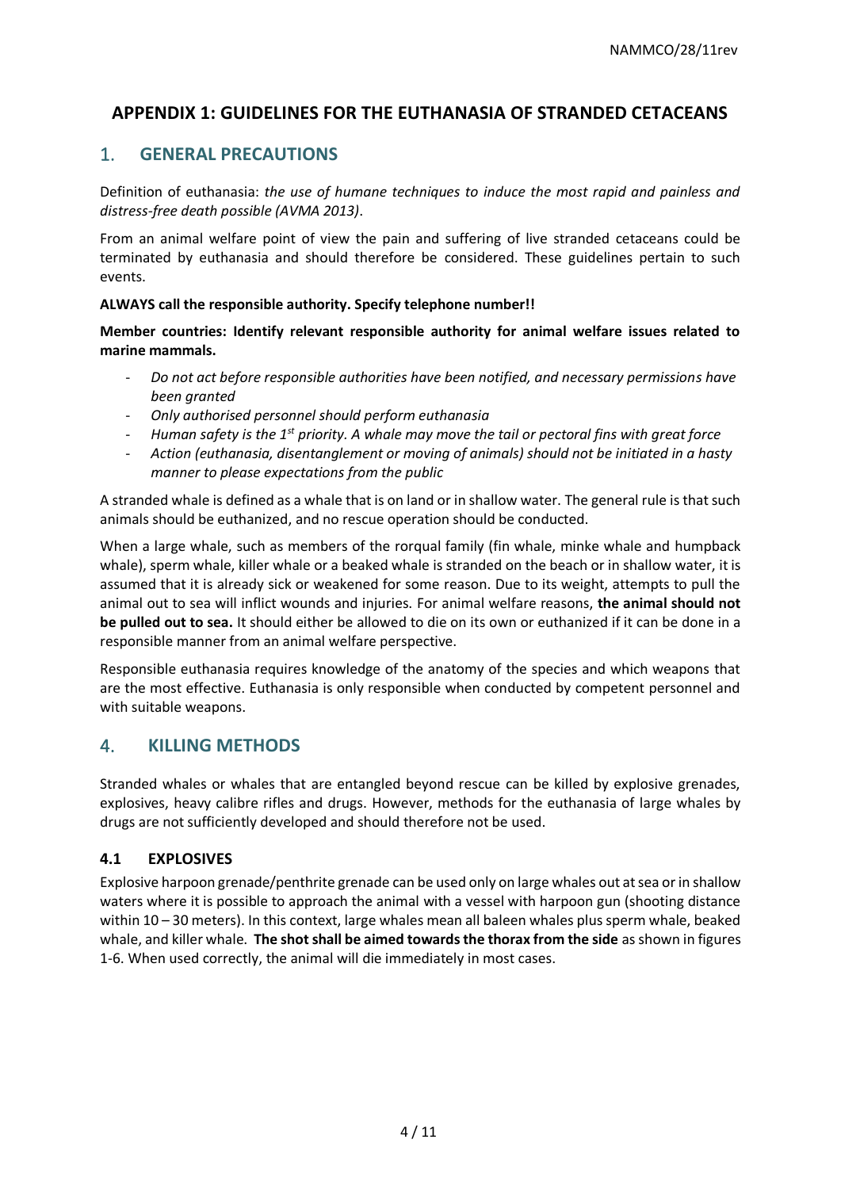## APPENDIX 1: GUIDELINES FOR THE EUTHANASIA OF STRANDED CETACEANS

## 1. GENERAL PRECAUTIONS

Definition of euthanasia: *the use of humane techniques to induce the most rapid and painless and distress-free death possible (AVMA 2013)*.

From an animal welfare point of view the pain and suffering of live stranded cetaceans could be terminated by euthanasia and should therefore be considered. These guidelines pertain to such events.

**ALWAYS call the responsible authority. Specify telephone number!!**

**Member countries: Identify relevant responsible authority for animal welfare issues related to marine mammals.**

- *Do not act before responsible authorities have been notified, and necessary permissions have been granted*
- *Only authorised personnel should perform euthanasia*
- *Human safety is the 1st priority. A whale may move the tail or pectoral fins with great force*
- *Action (euthanasia, disentanglement or moving of animals) should not be initiated in a hasty manner to please expectations from the public*

A stranded whale is defined as a whale that is on land or in shallow water. The general rule is that such animals should be euthanized, and no rescue operation should be conducted.

When a large whale, such as members of the rorqual family (fin whale, minke whale and humpback whale), sperm whale, killer whale or a beaked whale is stranded on the beach or in shallow water, it is assumed that it is already sick or weakened for some reason. Due to its weight, attempts to pull the animal out to sea will inflict wounds and injuries. For animal welfare reasons, **the animal should not be pulled out to sea.** It should either be allowed to die on its own or euthanized if it can be done in a responsible manner from an animal welfare perspective.

Responsible euthanasia requires knowledge of the anatomy of the species and which weapons that are the most effective. Euthanasia is only responsible when conducted by competent personnel and with suitable weapons.

## 4. KILLING METHODS

Stranded whales or whales that are entangled beyond rescue can be killed by explosive grenades, explosives, heavy calibre rifles and drugs. However, methods for the euthanasia of large whales by drugs are not sufficiently developed and should therefore not be used.

### 4.1 EXPLOSIVES

Explosive harpoon grenade/penthrite grenade can be used only on large whales out at sea or in shallow waters where it is possible to approach the animal with a vessel with harpoon gun (shooting distance within 10 – 30 meters). In this context, large whales mean all baleen whales plus sperm whale, beaked whale, and killer whale. **The shot shall be aimed towards the thorax from the side** as shown in figures 1-6. When used correctly, the animal will die immediately in most cases.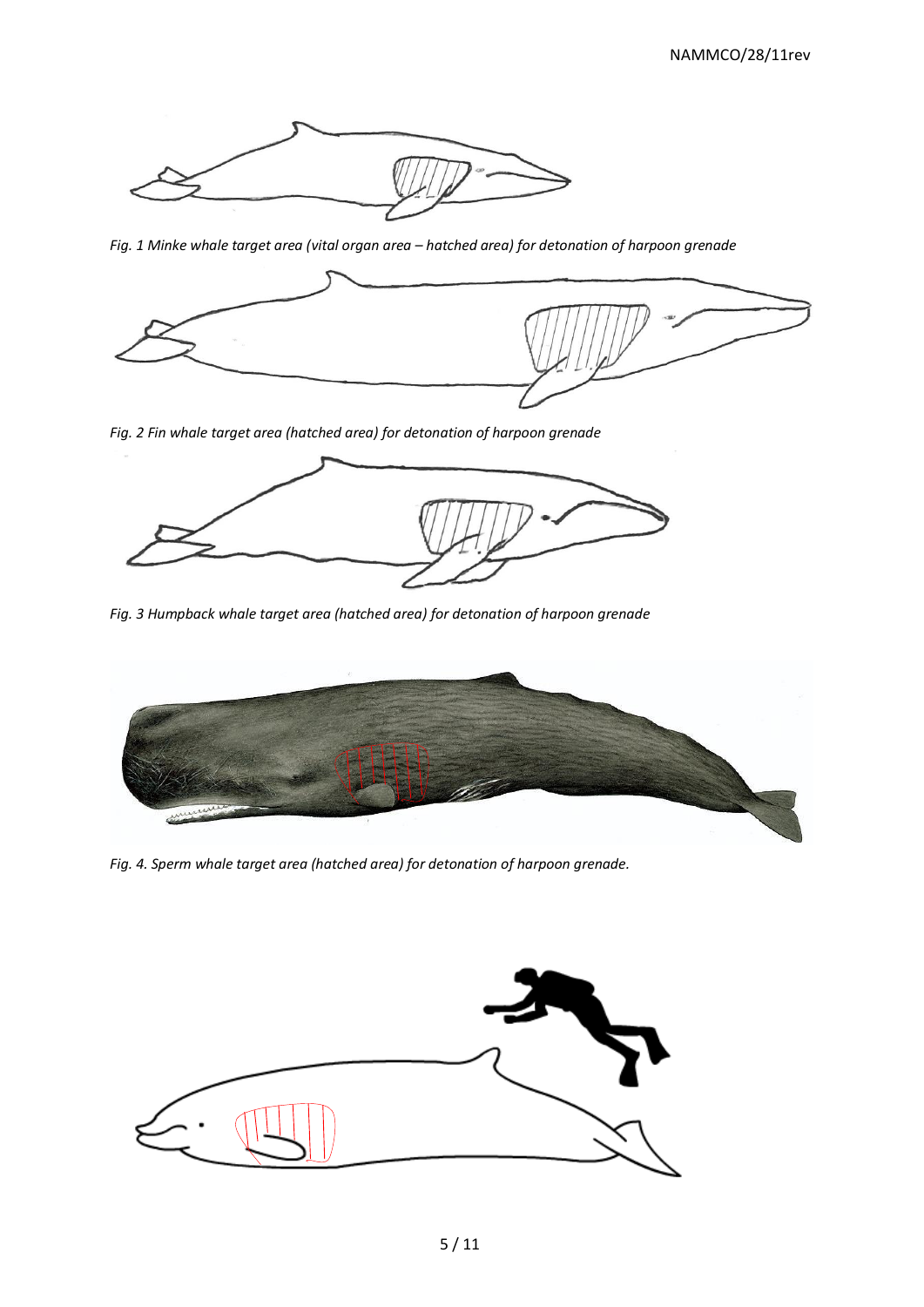*Fig. 1 Minke whale target area (vital organ area – hatched area) for detonation of harpoon grenade*

*Fig. 2 Fin whale target area (hatched area) for detonation of harpoon grenade*

*Fig. 3 Humpback whale target area (hatched area) for detonation of harpoon grenade*

*Fig. 4. Sperm whale target area (hatched area) for detonation of harpoon grenade.*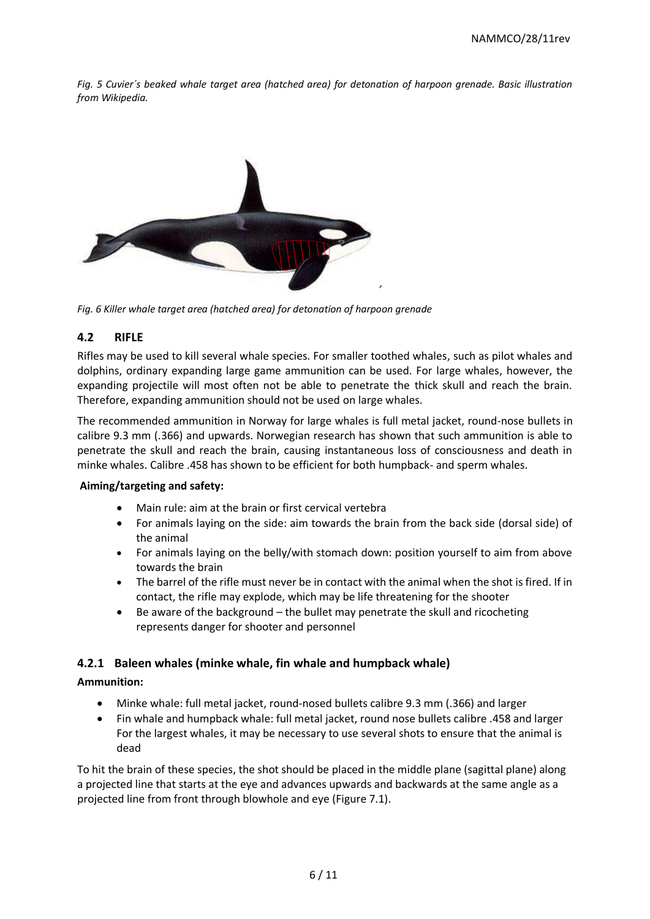*Fig. 5 Cuvier´s beaked whale target area (hatched area) for detonation of harpoon grenade. Basic illustration from Wikipedia.*

*Fig. 6 Killer whale target area (hatched area) for detonation of harpoon grenade*

## 4.2 RIFLE

Rifles may be used to kill several whale species. For smaller toothed whales, such as pilot whales and dolphins, ordinary expanding large game ammunition can be used. For large whales, however, the expanding projectile will most often not be able to penetrate the thick skull and reach the brain. Therefore, expanding ammunition should not be used on large whales.

The recommended ammunition in Norway for large whales is full metal jacket, round-nose bullets in calibre 9.3 mm (.366) and upwards. Norwegian research has shown that such ammunition is able to penetrate the skull and reach the brain, causing instantaneous loss of consciousness and death in minke whales. Calibre .458 has shown to be efficient for both humpback- and sperm whales.

**Aiming/targeting and safety:**

- Main rule: aim at the brain or first cervical vertebra
- For animals laying on the side: aim towards the brain from the back side (dorsal side) of the animal
- For animals laying on the belly/with stomach down: position yourself to aim from above towards the brain
- The barrel of the rifle must never be in contact with the animal when the shot is fired. If in contact, the rifle may explode, which may be life threatening for the shooter
- Be aware of the background – the bullet may penetrate the skull and ricocheting represents danger for shooter and personnel

### 4.2.1 Baleen whales (minke whale, fin whale and humpback whale)

**Ammunition:**

- Minke whale: full metal jacket, round-nosed bullets calibre 9.3 mm (.366) and larger
- Fin whale and humpback whale: full metal jacket, round nose bullets calibre .458 and larger For the largest whales, it may be necessary to use several shots to ensure that the animal is dead

To hit the brain of these species, the shot should be placed in the middle plane (sagittal plane) along a projected line that starts at the eye and advances upwards and backwards at the same angle as a projected line from front through blowhole and eye (Figure 7.1).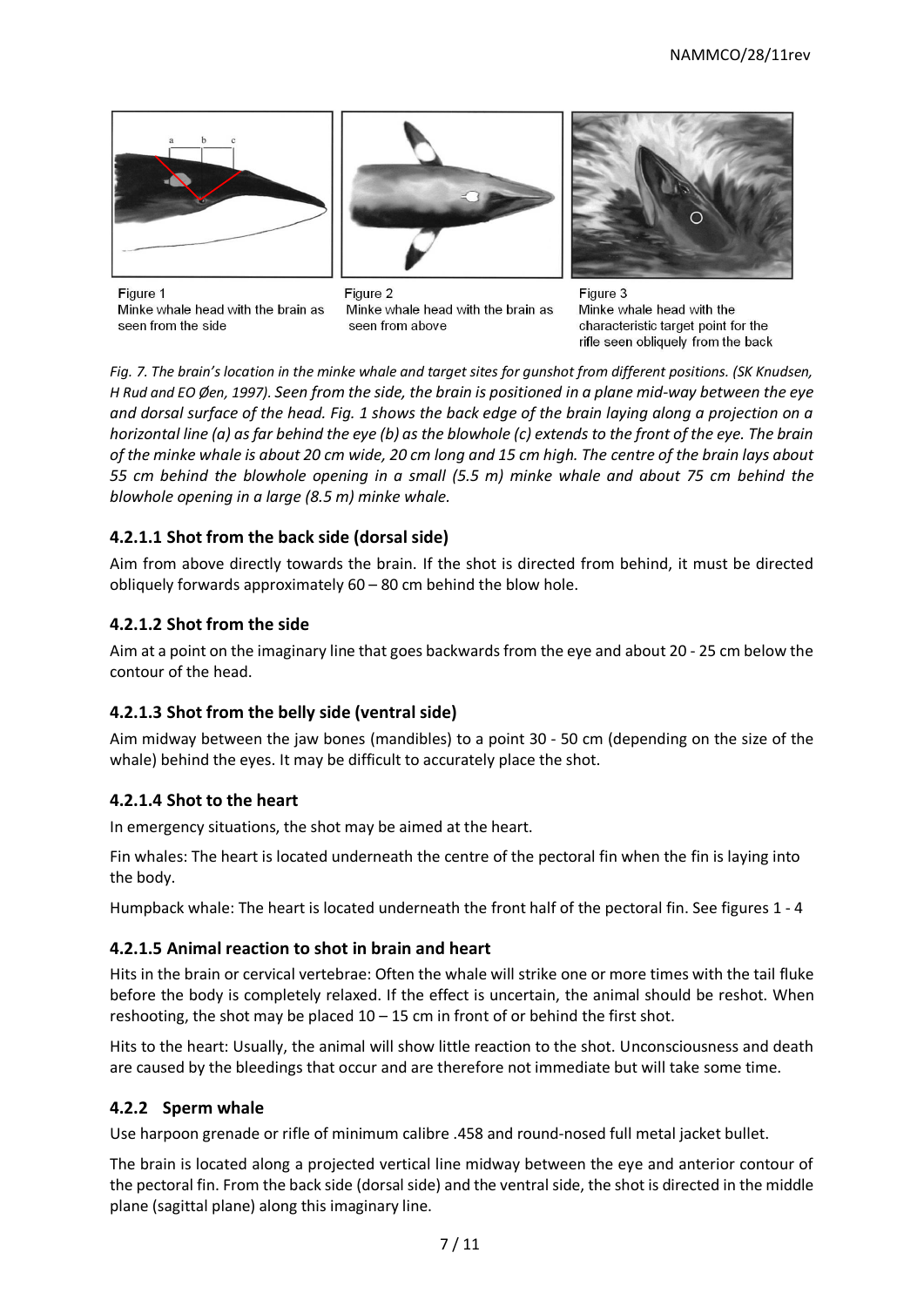Figure 1
Minke whale head with the brain as seen from the side

Figure 2
Minke whale head with the brain as seen from above

Figure 3
Minke whale head with the characteristic target point for the rifle seen obliquely from the back

*Fig. 7. The brain's location in the minke whale and target sites for gunshot from different positions. (SK Knudsen, H Rud and EO Øen, 1997). Seen from the side, the brain is positioned in a plane mid-way between the eye and dorsal surface of the head. Fig. 1 shows the back edge of the brain laying along a projection on a horizontal line (a) as far behind the eye (b) as the blowhole (c) extends to the front of the eye. The brain of the minke whale is about 20 cm wide, 20 cm long and 15 cm high. The centre of the brain lays about 55 cm behind the blowhole opening in a small (5.5 m) minke whale and about 75 cm behind the blowhole opening in a large (8.5 m) minke whale.*

#### 4.2.1.1 Shot from the back side (dorsal side)

Aim from above directly towards the brain. If the shot is directed from behind, it must be directed obliquely forwards approximately 60 – 80 cm behind the blow hole.

#### 4.2.1.2 Shot from the side

Aim at a point on the imaginary line that goes backwards from the eye and about 20 - 25 cm below the contour of the head.

#### 4.2.1.3 Shot from the belly side (ventral side)

Aim midway between the jaw bones (mandibles) to a point 30 - 50 cm (depending on the size of the whale) behind the eyes. It may be difficult to accurately place the shot.

#### 4.2.1.4 Shot to the heart

In emergency situations, the shot may be aimed at the heart.

Fin whales: The heart is located underneath the centre of the pectoral fin when the fin is laying into the body.

Humpback whale: The heart is located underneath the front half of the pectoral fin. See figures 1 - 4

#### 4.2.1.5 Animal reaction to shot in brain and heart

Hits in the brain or cervical vertebrae: Often the whale will strike one or more times with the tail fluke before the body is completely relaxed. If the effect is uncertain, the animal should be reshot. When reshooting, the shot may be placed 10 – 15 cm in front of or behind the first shot.

Hits to the heart: Usually, the animal will show little reaction to the shot. Unconsciousness and death are caused by the bleedings that occur and are therefore not immediate but will take some time.

### 4.2.2 Sperm whale

Use harpoon grenade or rifle of minimum calibre .458 and round-nosed full metal jacket bullet.

The brain is located along a projected vertical line midway between the eye and anterior contour of the pectoral fin. From the back side (dorsal side) and the ventral side, the shot is directed in the middle plane (sagittal plane) along this imaginary line.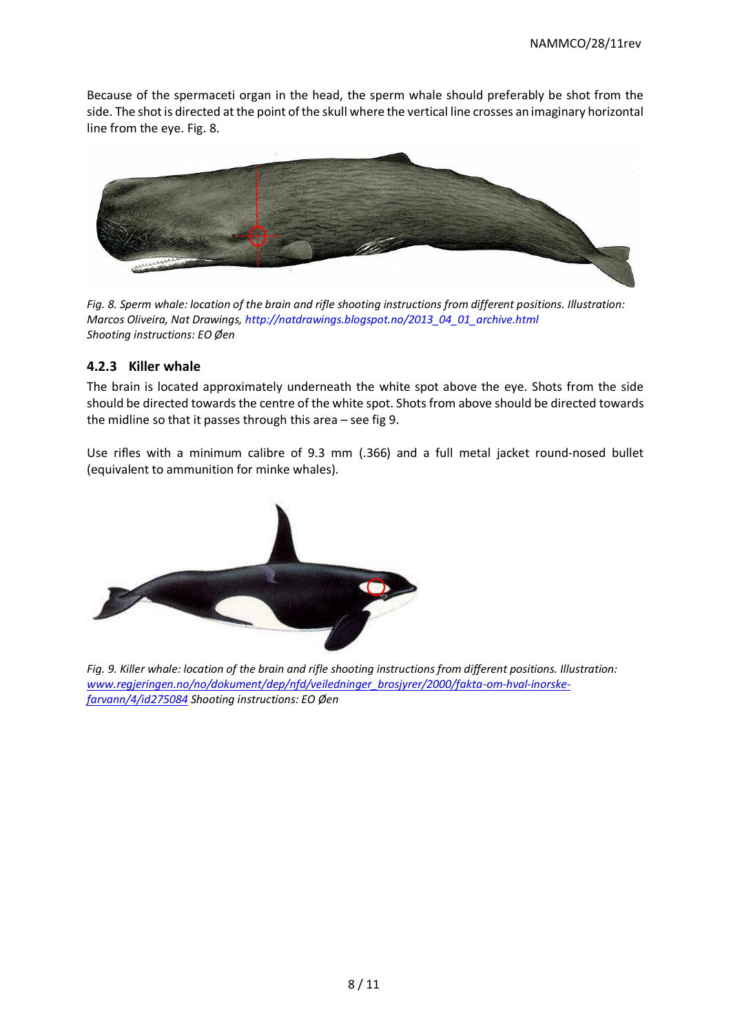Because of the spermaceti organ in the head, the sperm whale should preferably be shot from the side. The shot is directed at the point of the skull where the vertical line crosses an imaginary horizontal line from the eye. Fig. 8.

*Fig. 8. Sperm whale: location of the brain and rifle shooting instructions from different positions. Illustration: Marcos Oliveira, Nat Drawings, http://natdrawings.blogspot.no/2013_04_01_archive.html Shooting instructions: EO Øen*

### 4.2.3 Killer whale

The brain is located approximately underneath the white spot above the eye. Shots from the side should be directed towards the centre of the white spot. Shots from above should be directed towards the midline so that it passes through this area – see fig 9.

Use rifles with a minimum calibre of 9.3 mm (.366) and a full metal jacket round-nosed bullet (equivalent to ammunition for minke whales).

*Fig. 9. Killer whale: location of the brain and rifle shooting instructions from different positions. Illustration: www.regjeringen.no/no/dokument/dep/nfd/veiledninger_brosjyrer/2000/fakta-om-hval-inorske-farvann/4/id275084 Shooting instructions: EO Øen*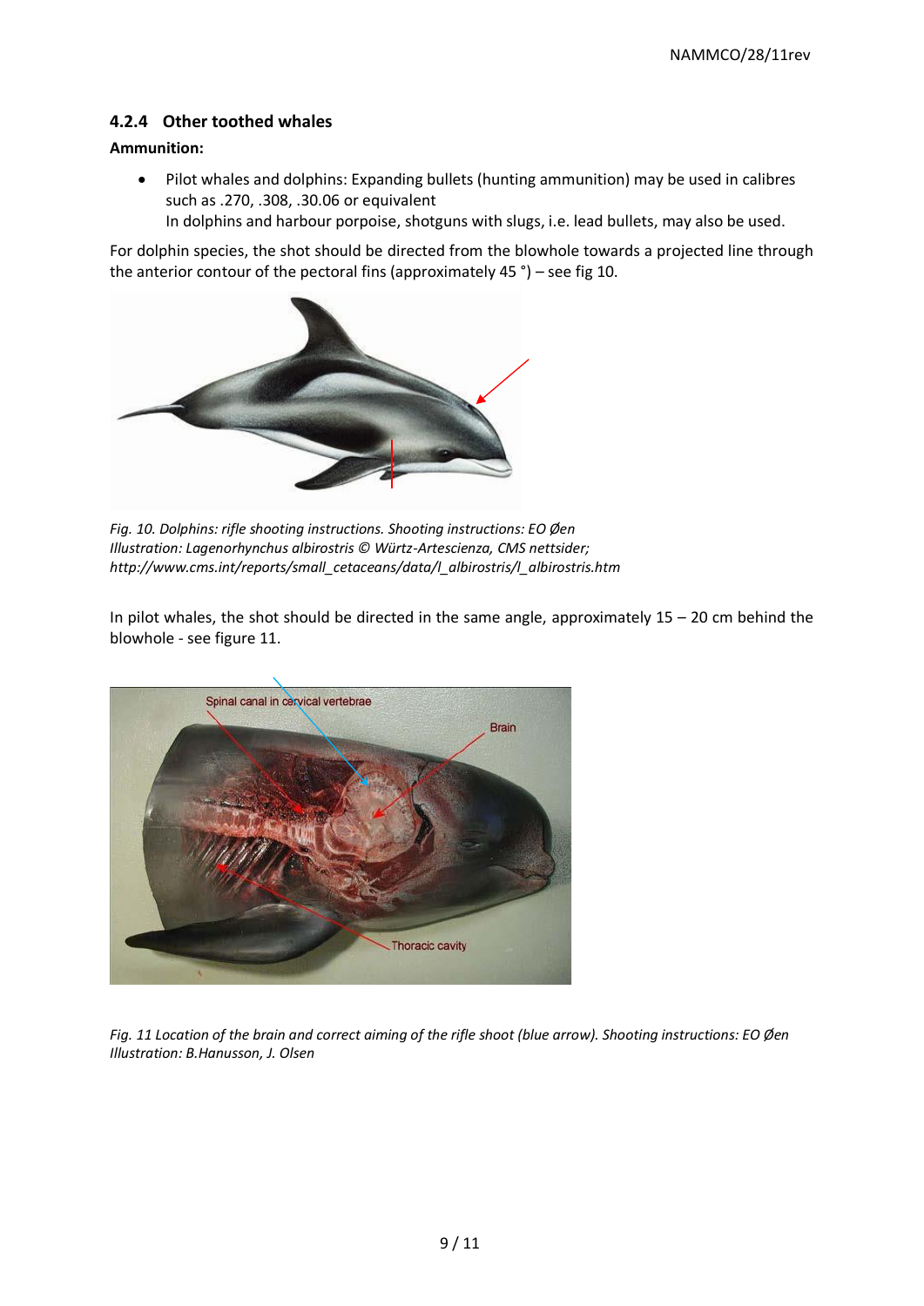### 4.2.4 Other toothed whales

**Ammunition:**

- Pilot whales and dolphins: Expanding bullets (hunting ammunition) may be used in calibres such as .270, .308, .30.06 or equivalent
  In dolphins and harbour porpoise, shotguns with slugs, i.e. lead bullets, may also be used.

For dolphin species, the shot should be directed from the blowhole towards a projected line through the anterior contour of the pectoral fins (approximately 45 °) – see fig 10.

*Fig. 10. Dolphins: rifle shooting instructions. Shooting instructions: EO Øen*
*Illustration: Lagenorhynchus albirostris © Würtz-Artescienza, CMS nettsider; http://www.cms.int/reports/small_cetaceans/data/l_albirostris/l_albirostris.htm*

In pilot whales, the shot should be directed in the same angle, approximately 15 – 20 cm behind the blowhole - see figure 11.

*Fig. 11 Location of the brain and correct aiming of the rifle shoot (blue arrow). Shooting instructions: EO Øen*
*Illustration: B.Hanusson, J. Olsen*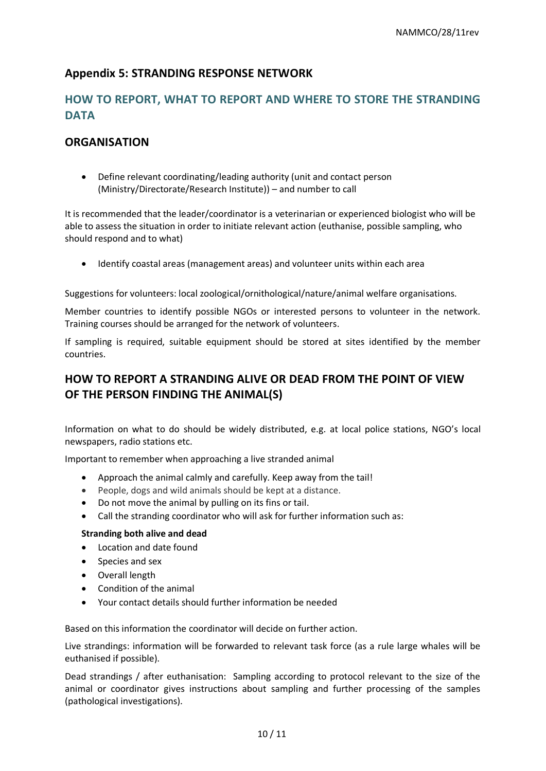## Appendix 5: STRANDING RESPONSE NETWORK

## HOW TO REPORT, WHAT TO REPORT AND WHERE TO STORE THE STRANDING DATA

## ORGANISATION

- Define relevant coordinating/leading authority (unit and contact person (Ministry/Directorate/Research Institute)) – and number to call

It is recommended that the leader/coordinator is a veterinarian or experienced biologist who will be able to assess the situation in order to initiate relevant action (euthanise, possible sampling, who should respond and to what)

- Identify coastal areas (management areas) and volunteer units within each area

Suggestions for volunteers: local zoological/ornithological/nature/animal welfare organisations.

Member countries to identify possible NGOs or interested persons to volunteer in the network. Training courses should be arranged for the network of volunteers.

If sampling is required, suitable equipment should be stored at sites identified by the member countries.

## HOW TO REPORT A STRANDING ALIVE OR DEAD FROM THE POINT OF VIEW OF THE PERSON FINDING THE ANIMAL(S)

Information on what to do should be widely distributed, e.g. at local police stations, NGO's local newspapers, radio stations etc.

Important to remember when approaching a live stranded animal

- Approach the animal calmly and carefully. Keep away from the tail!
- People, dogs and wild animals should be kept at a distance.
- Do not move the animal by pulling on its fins or tail.
- Call the stranding coordinator who will ask for further information such as:

**Stranding both alive and dead**

- Location and date found
- Species and sex
- Overall length
- Condition of the animal
- Your contact details should further information be needed

Based on this information the coordinator will decide on further action.

Live strandings: information will be forwarded to relevant task force (as a rule large whales will be euthanised if possible).

Dead strandings / after euthanisation: Sampling according to protocol relevant to the size of the animal or coordinator gives instructions about sampling and further processing of the samples (pathological investigations).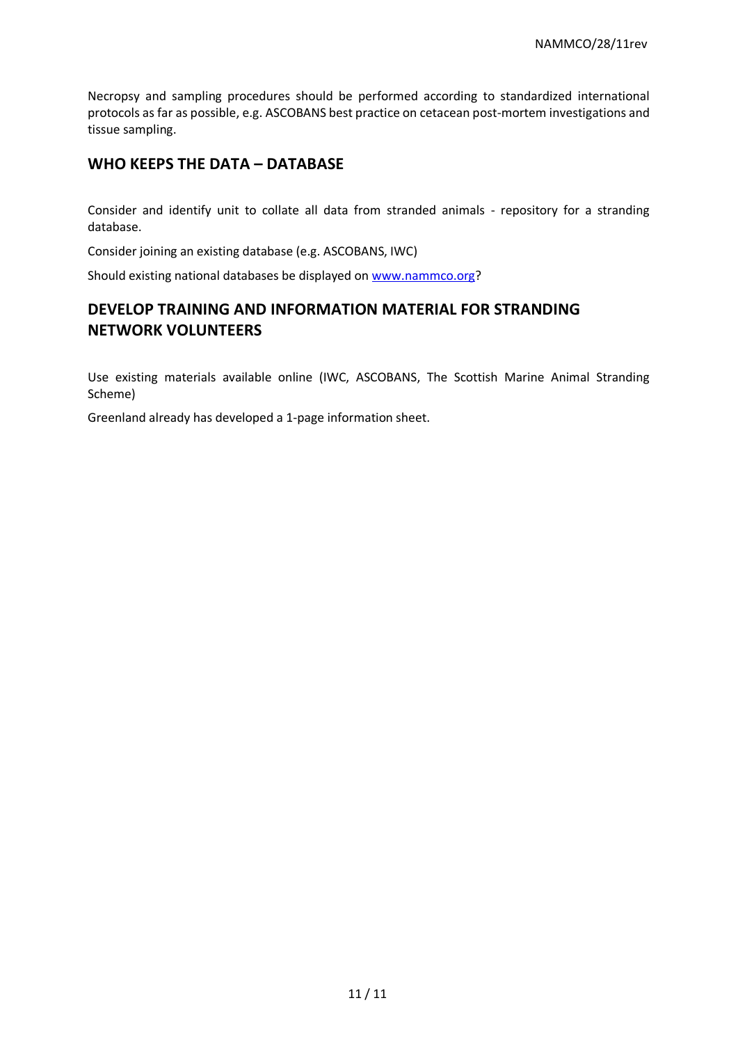Necropsy and sampling procedures should be performed according to standardized international protocols as far as possible, e.g. ASCOBANS best practice on cetacean post-mortem investigations and tissue sampling.

## WHO KEEPS THE DATA – DATABASE

Consider and identify unit to collate all data from stranded animals - repository for a stranding database.

Consider joining an existing database (e.g. ASCOBANS, IWC)

Should existing national databases be displayed on [www.nammco.org](http://www.nammco.org)?

## DEVELOP TRAINING AND INFORMATION MATERIAL FOR STRANDING NETWORK VOLUNTEERS

Use existing materials available online (IWC, ASCOBANS, The Scottish Marine Animal Stranding Scheme)

Greenland already has developed a 1-page information sheet.